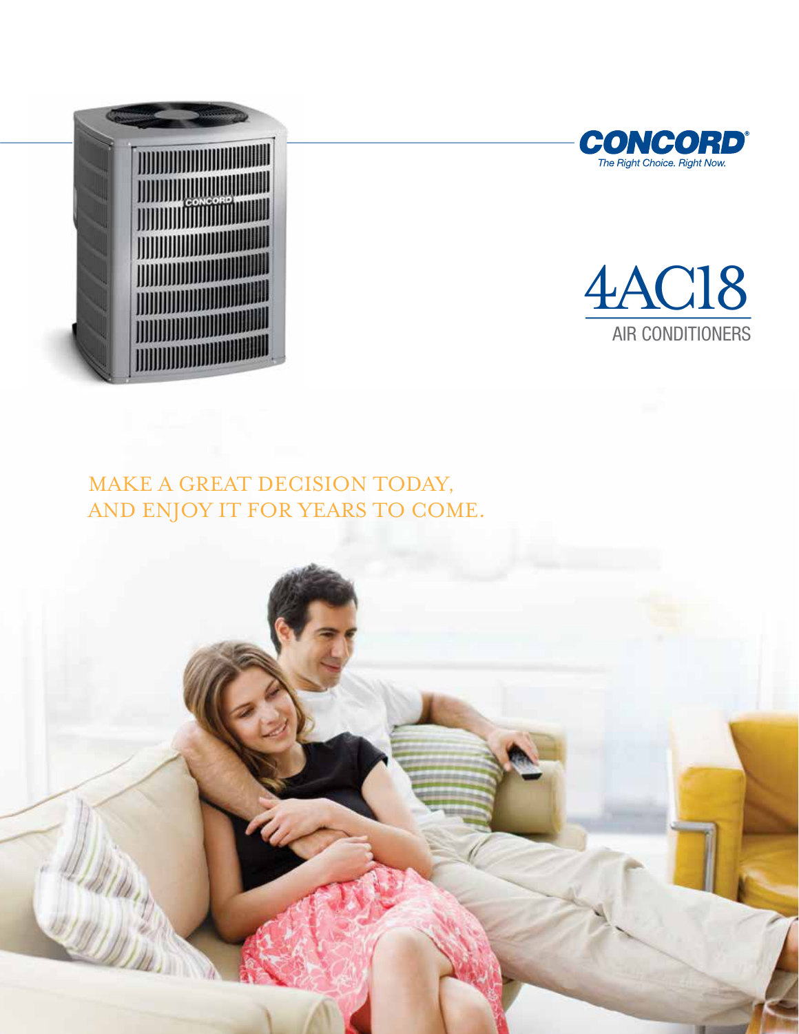**CONCORD®**

*The Right Choice. Right Now.*

# 4AC18

## AIR CONDITIONERS

MAKE A GREAT DECISION TODAY,
AND ENJOY IT FOR YEARS TO COME.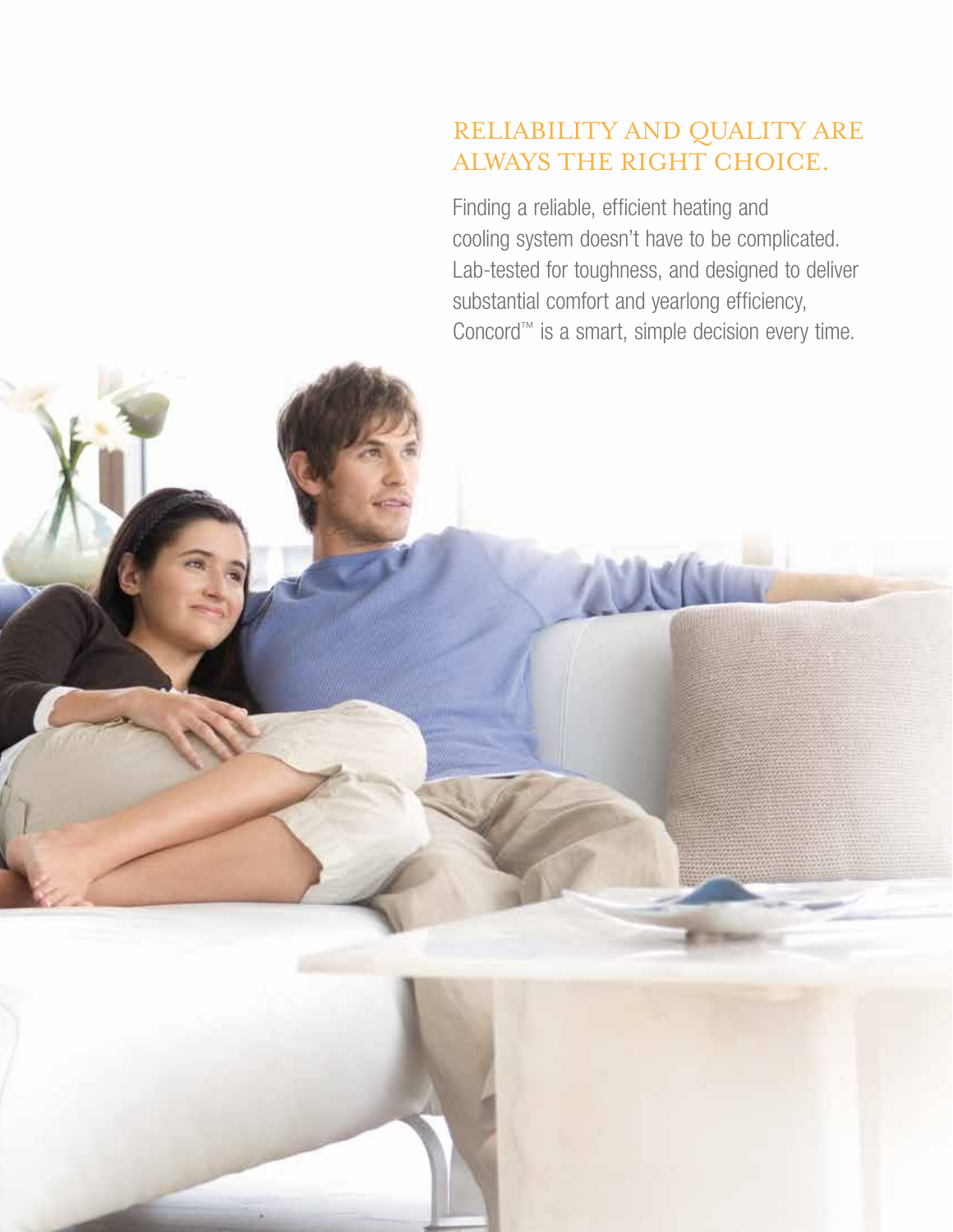## RELIABILITY AND QUALITY ARE ALWAYS THE RIGHT CHOICE.

Finding a reliable, efficient heating and cooling system doesn't have to be complicated. Lab-tested for toughness, and designed to deliver substantial comfort and yearlong efficiency, Concord™ is a smart, simple decision every time.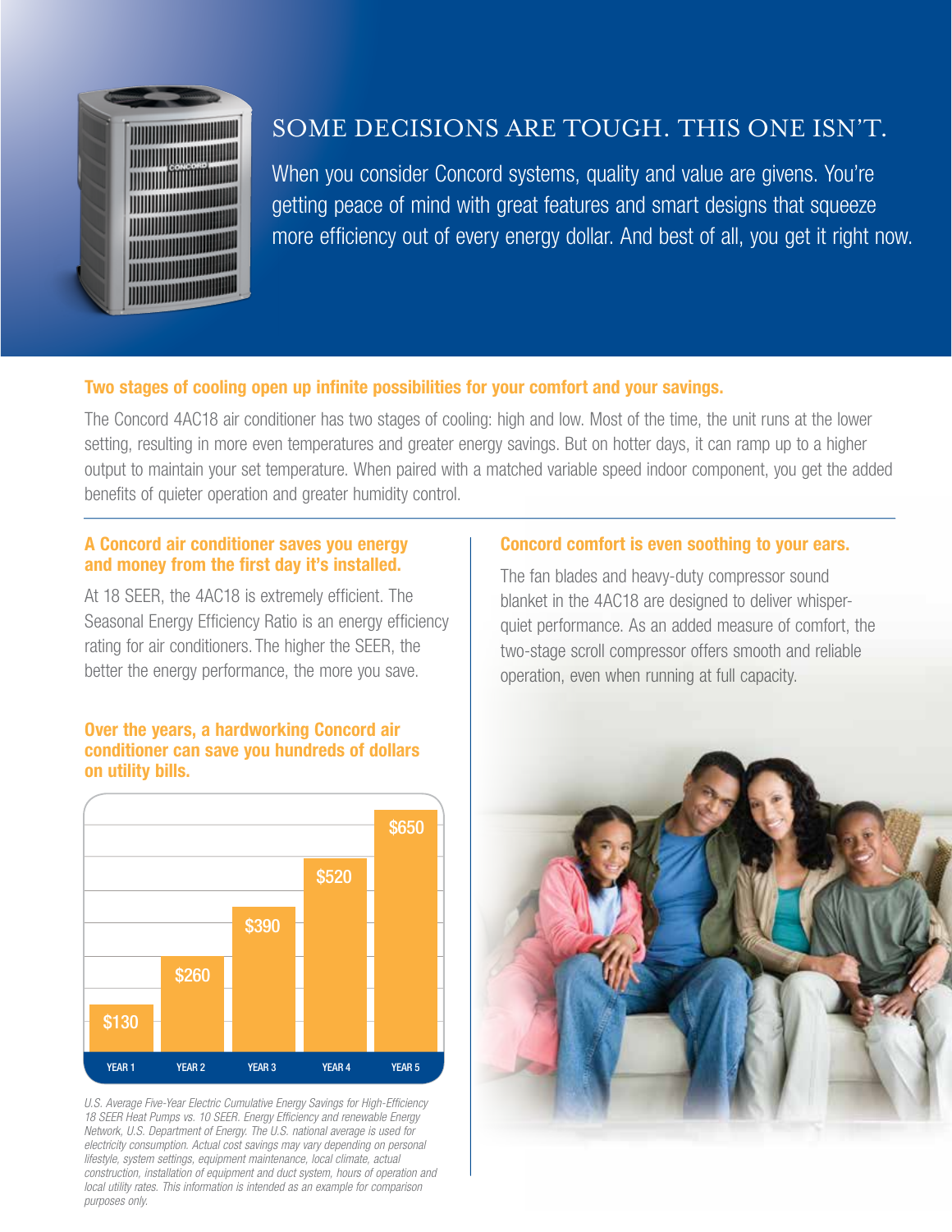# SOME DECISIONS ARE TOUGH. THIS ONE ISN'T.

When you consider Concord systems, quality and value are givens. You're getting peace of mind with great features and smart designs that squeeze more efficiency out of every energy dollar. And best of all, you get it right now.

## Two stages of cooling open up infinite possibilities for your comfort and your savings.

The Concord 4AC18 air conditioner has two stages of cooling: high and low. Most of the time, the unit runs at the lower setting, resulting in more even temperatures and greater energy savings. But on hotter days, it can ramp up to a higher output to maintain your set temperature. When paired with a matched variable speed indoor component, you get the added benefits of quieter operation and greater humidity control.

### A Concord air conditioner saves you energy and money from the first day it's installed.

At 18 SEER, the 4AC18 is extremely efficient. The Seasonal Energy Efficiency Ratio is an energy efficiency rating for air conditioners. The higher the SEER, the better the energy performance, the more you save.

### Over the years, a hardworking Concord air conditioner can save you hundreds of dollars on utility bills.

| YEAR 1 | YEAR 2 | YEAR 3 | YEAR 4 | YEAR 5 |
|---|---|---|---|---|
| $130 | $260 | $390 | $520 | $650 |

*U.S. Average Five-Year Electric Cumulative Energy Savings for High-Efficiency 18 SEER Heat Pumps vs. 10 SEER. Energy Efficiency and renewable Energy Network, U.S. Department of Energy. The U.S. national average is used for electricity consumption. Actual cost savings may vary depending on personal lifestyle, system settings, equipment maintenance, local climate, actual construction, installation of equipment and duct system, hours of operation and local utility rates. This information is intended as an example for comparison purposes only.*

### Concord comfort is even soothing to your ears.

The fan blades and heavy-duty compressor sound blanket in the 4AC18 are designed to deliver whisper-quiet performance. As an added measure of comfort, the two-stage scroll compressor offers smooth and reliable operation, even when running at full capacity.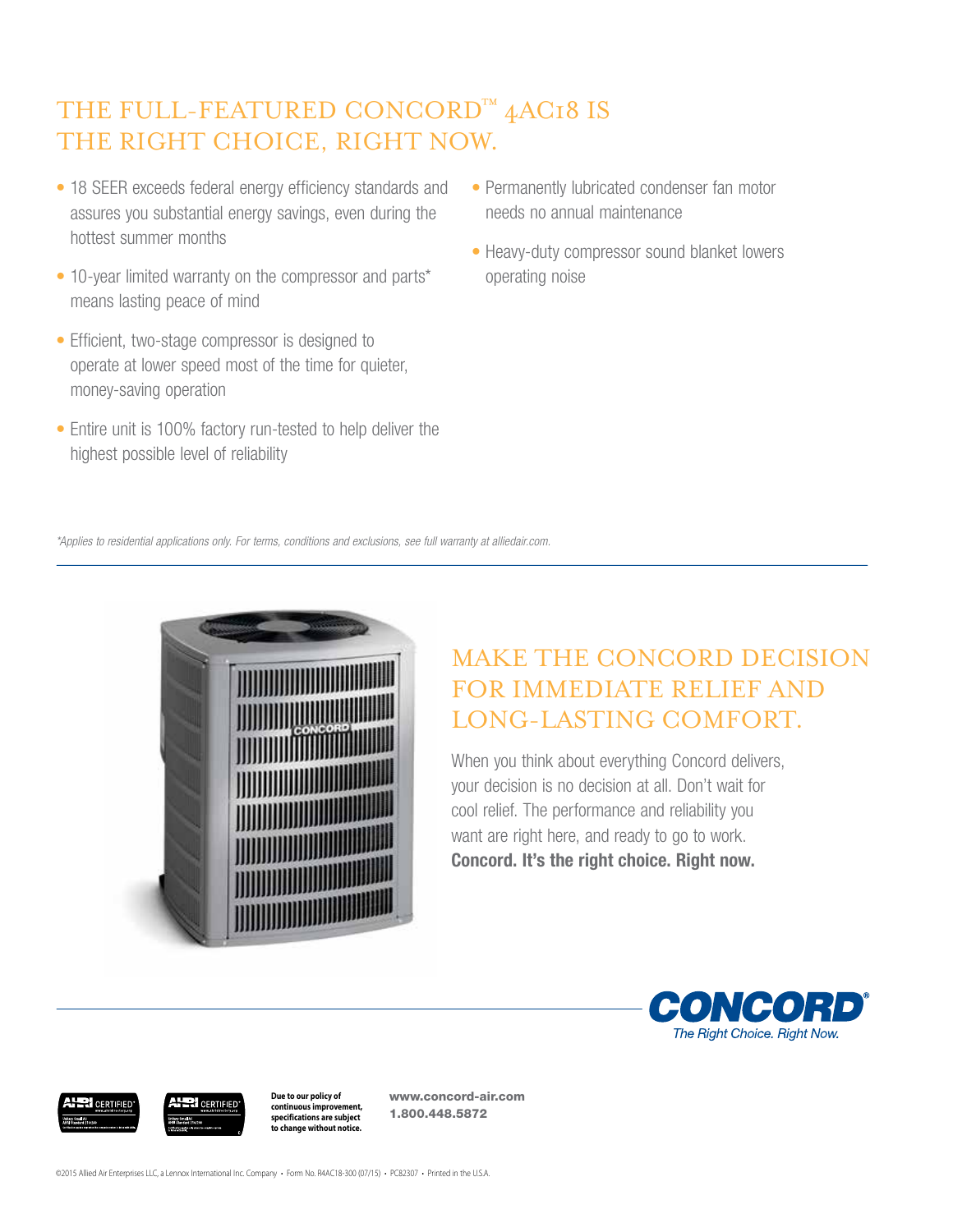# THE FULL-FEATURED CONCORD™ 4AC18 IS THE RIGHT CHOICE, RIGHT NOW.

- 18 SEER exceeds federal energy efficiency standards and assures you substantial energy savings, even during the hottest summer months
- 10-year limited warranty on the compressor and parts* means lasting peace of mind
- Efficient, two-stage compressor is designed to operate at lower speed most of the time for quieter, money-saving operation
- Entire unit is 100% factory run-tested to help deliver the highest possible level of reliability
- Permanently lubricated condenser fan motor needs no annual maintenance
- Heavy-duty compressor sound blanket lowers operating noise

*Applies to residential applications only. For terms, conditions and exclusions, see full warranty at alliedair.com.*

## MAKE THE CONCORD DECISION FOR IMMEDIATE RELIEF AND LONG-LASTING COMFORT.

When you think about everything Concord delivers, your decision is no decision at all. Don't wait for cool relief. The performance and reliability you want are right here, and ready to go to work. **Concord. It's the right choice. Right now.**

CONCORD®
The Right Choice. Right Now.

**Due to our policy of continuous improvement, specifications are subject to change without notice.**

**www.concord-air.com**
**1.800.448.5872**

©2015 Allied Air Enterprises LLC, a Lennox International Inc. Company • Form No. R4AC18-300 (07/15) • PC82307 • Printed in the U.S.A.